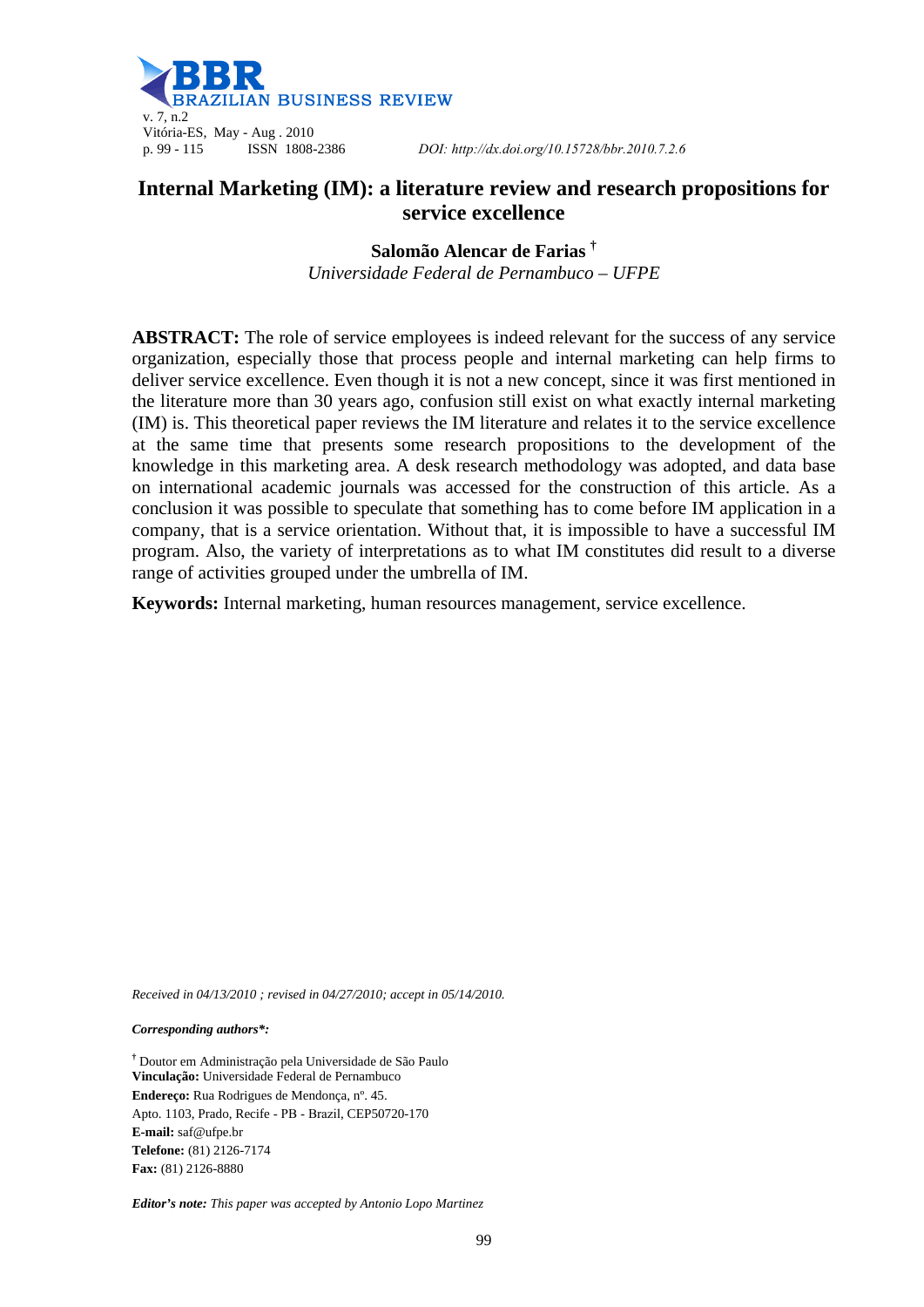# Internal Marketing (IM): a literature review and research propositions for service excellence

**Salomão Alencar de Farias** †

*Universidade Federal de Pernambuco – UFPE*

**ABSTRACT:** The role of service employees is indeed relevant for the success of any service organization, especially those that process people and internal marketing can help firms to deliver service excellence. Even though it is not a new concept, since it was first mentioned in the literature more than 30 years ago, confusion still exist on what exactly internal marketing (IM) is. This theoretical paper reviews the IM literature and relates it to the service excellence at the same time that presents some research propositions to the development of the knowledge in this marketing area. A desk research methodology was adopted, and data base on international academic journals was accessed for the construction of this article. As a conclusion it was possible to speculate that something has to come before IM application in a company, that is a service orientation. Without that, it is impossible to have a successful IM program. Also, the variety of interpretations as to what IM constitutes did result to a diverse range of activities grouped under the umbrella of IM.

**Keywords:** Internal marketing, human resources management, service excellence.

*Received in 04/13/2010 ; revised in 04/27/2010; accept in 05/14/2010.*

***Corresponding authors\*:***

† Doutor em Administração pela Universidade de São Paulo
**Vinculação:** Universidade Federal de Pernambuco
**Endereço:** Rua Rodrigues de Mendonça, nº. 45.
Apto. 1103, Prado, Recife - PB - Brazil, CEP50720-170
**E-mail:** saf@ufpe.br
**Telefone:** (81) 2126-7174
**Fax:** (81) 2126-8880

***Editor's note:*** *This paper was accepted by Antonio Lopo Martinez*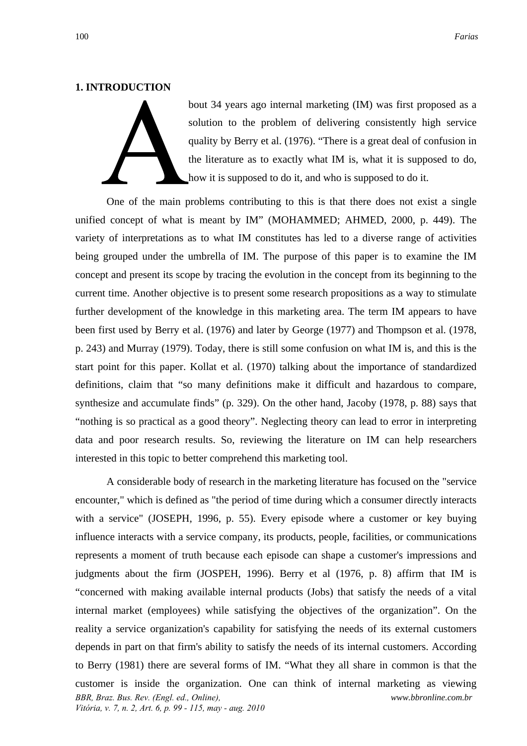## 1. INTRODUCTION

About 34 years ago internal marketing (IM) was first proposed as a solution to the problem of delivering consistently high service quality by Berry et al. (1976). “There is a great deal of confusion in the literature as to exactly what IM is, what it is supposed to do, how it is supposed to do it, and who is supposed to do it.

One of the main problems contributing to this is that there does not exist a single unified concept of what is meant by IM” (MOHAMMED; AHMED, 2000, p. 449). The variety of interpretations as to what IM constitutes has led to a diverse range of activities being grouped under the umbrella of IM. The purpose of this paper is to examine the IM concept and present its scope by tracing the evolution in the concept from its beginning to the current time. Another objective is to present some research propositions as a way to stimulate further development of the knowledge in this marketing area. The term IM appears to have been first used by Berry et al. (1976) and later by George (1977) and Thompson et al. (1978, p. 243) and Murray (1979). Today, there is still some confusion on what IM is, and this is the start point for this paper. Kollat et al. (1970) talking about the importance of standardized definitions, claim that “so many definitions make it difficult and hazardous to compare, synthesize and accumulate finds” (p. 329). On the other hand, Jacoby (1978, p. 88) says that “nothing is so practical as a good theory”. Neglecting theory can lead to error in interpreting data and poor research results. So, reviewing the literature on IM can help researchers interested in this topic to better comprehend this marketing tool.

A considerable body of research in the marketing literature has focused on the "service encounter," which is defined as "the period of time during which a consumer directly interacts with a service" (JOSEPH, 1996, p. 55). Every episode where a customer or key buying influence interacts with a service company, its products, people, facilities, or communications represents a moment of truth because each episode can shape a customer's impressions and judgments about the firm (JOSPEH, 1996). Berry et al (1976, p. 8) affirm that IM is “concerned with making available internal products (Jobs) that satisfy the needs of a vital internal market (employees) while satisfying the objectives of the organization”. On the reality a service organization's capability for satisfying the needs of its external customers depends in part on that firm's ability to satisfy the needs of its internal customers. According to Berry (1981) there are several forms of IM. “What they all share in common is that the customer is inside the organization. One can think of internal marketing as viewing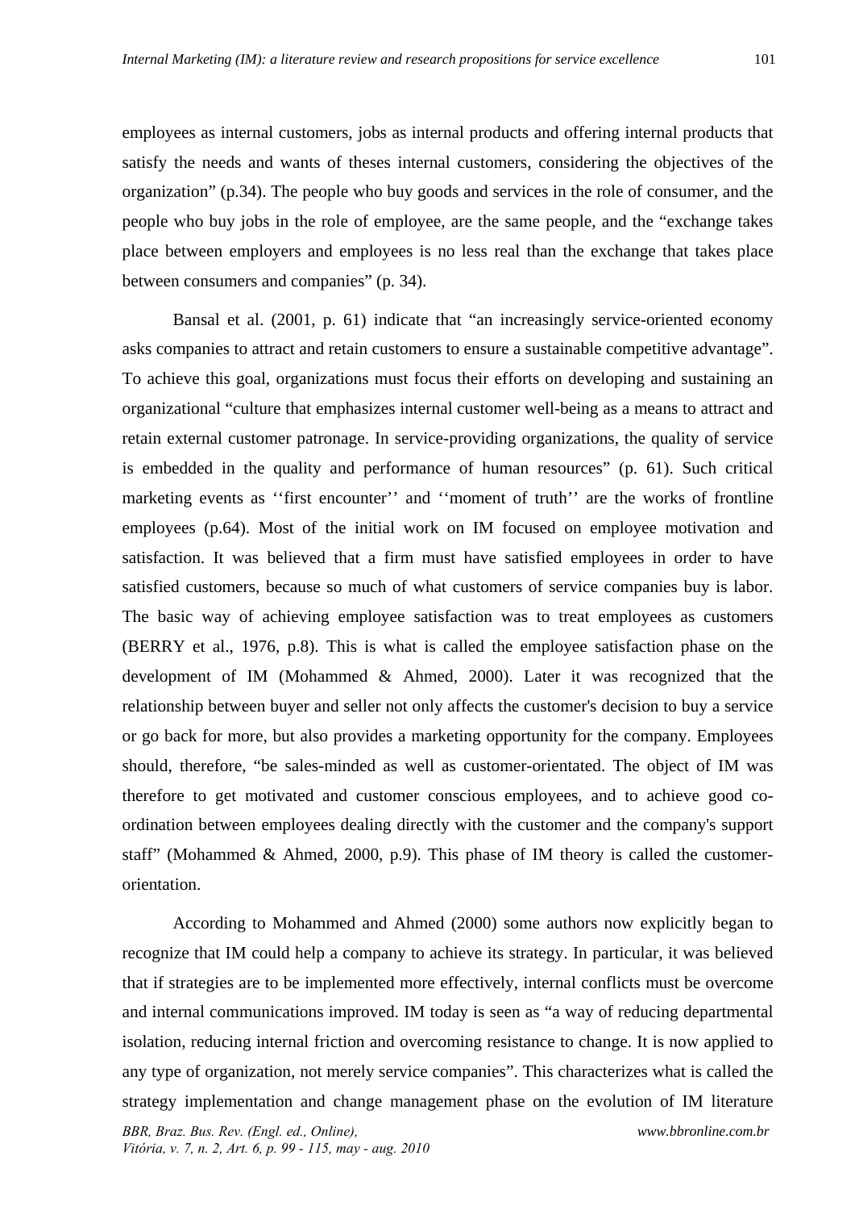employees as internal customers, jobs as internal products and offering internal products that satisfy the needs and wants of theses internal customers, considering the objectives of the organization" (p.34). The people who buy goods and services in the role of consumer, and the people who buy jobs in the role of employee, are the same people, and the "exchange takes place between employers and employees is no less real than the exchange that takes place between consumers and companies" (p. 34).

Bansal et al. (2001, p. 61) indicate that "an increasingly service-oriented economy asks companies to attract and retain customers to ensure a sustainable competitive advantage". To achieve this goal, organizations must focus their efforts on developing and sustaining an organizational "culture that emphasizes internal customer well-being as a means to attract and retain external customer patronage. In service-providing organizations, the quality of service is embedded in the quality and performance of human resources" (p. 61). Such critical marketing events as ''first encounter'' and ''moment of truth'' are the works of frontline employees (p.64). Most of the initial work on IM focused on employee motivation and satisfaction. It was believed that a firm must have satisfied employees in order to have satisfied customers, because so much of what customers of service companies buy is labor. The basic way of achieving employee satisfaction was to treat employees as customers (BERRY et al., 1976, p.8). This is what is called the employee satisfaction phase on the development of IM (Mohammed & Ahmed, 2000). Later it was recognized that the relationship between buyer and seller not only affects the customer's decision to buy a service or go back for more, but also provides a marketing opportunity for the company. Employees should, therefore, "be sales-minded as well as customer-orientated. The object of IM was therefore to get motivated and customer conscious employees, and to achieve good co-ordination between employees dealing directly with the customer and the company's support staff" (Mohammed & Ahmed, 2000, p.9). This phase of IM theory is called the customer-orientation.

According to Mohammed and Ahmed (2000) some authors now explicitly began to recognize that IM could help a company to achieve its strategy. In particular, it was believed that if strategies are to be implemented more effectively, internal conflicts must be overcome and internal communications improved. IM today is seen as "a way of reducing departmental isolation, reducing internal friction and overcoming resistance to change. It is now applied to any type of organization, not merely service companies". This characterizes what is called the strategy implementation and change management phase on the evolution of IM literature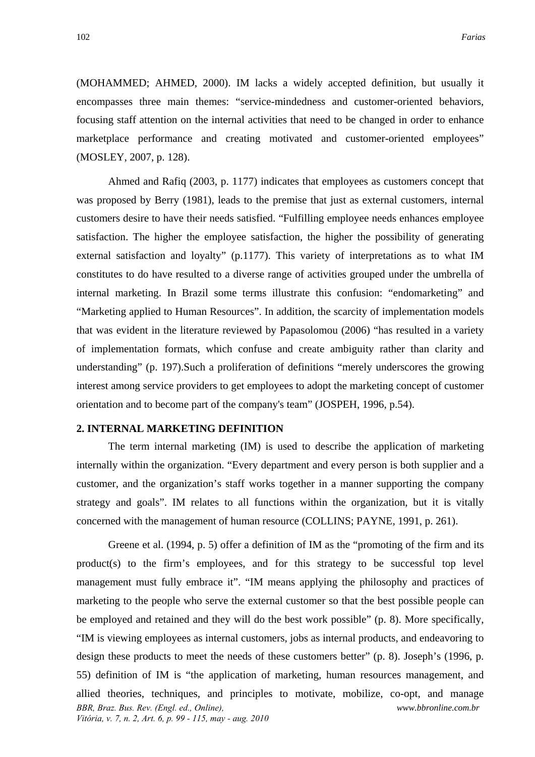(MOHAMMED; AHMED, 2000). IM lacks a widely accepted definition, but usually it encompasses three main themes: "service-mindedness and customer-oriented behaviors, focusing staff attention on the internal activities that need to be changed in order to enhance marketplace performance and creating motivated and customer-oriented employees" (MOSLEY, 2007, p. 128).

Ahmed and Rafiq (2003, p. 1177) indicates that employees as customers concept that was proposed by Berry (1981), leads to the premise that just as external customers, internal customers desire to have their needs satisfied. "Fulfilling employee needs enhances employee satisfaction. The higher the employee satisfaction, the higher the possibility of generating external satisfaction and loyalty" (p.1177). This variety of interpretations as to what IM constitutes to do have resulted to a diverse range of activities grouped under the umbrella of internal marketing. In Brazil some terms illustrate this confusion: "endomarketing" and "Marketing applied to Human Resources". In addition, the scarcity of implementation models that was evident in the literature reviewed by Papasolomou (2006) "has resulted in a variety of implementation formats, which confuse and create ambiguity rather than clarity and understanding" (p. 197).Such a proliferation of definitions "merely underscores the growing interest among service providers to get employees to adopt the marketing concept of customer orientation and to become part of the company's team" (JOSPEH, 1996, p.54).

## 2. INTERNAL MARKETING DEFINITION

The term internal marketing (IM) is used to describe the application of marketing internally within the organization. "Every department and every person is both supplier and a customer, and the organization's staff works together in a manner supporting the company strategy and goals". IM relates to all functions within the organization, but it is vitally concerned with the management of human resource (COLLINS; PAYNE, 1991, p. 261).

Greene et al. (1994, p. 5) offer a definition of IM as the "promoting of the firm and its product(s) to the firm's employees, and for this strategy to be successful top level management must fully embrace it". "IM means applying the philosophy and practices of marketing to the people who serve the external customer so that the best possible people can be employed and retained and they will do the best work possible" (p. 8). More specifically, "IM is viewing employees as internal customers, jobs as internal products, and endeavoring to design these products to meet the needs of these customers better" (p. 8). Joseph's (1996, p. 55) definition of IM is "the application of marketing, human resources management, and allied theories, techniques, and principles to motivate, mobilize, co-opt, and manage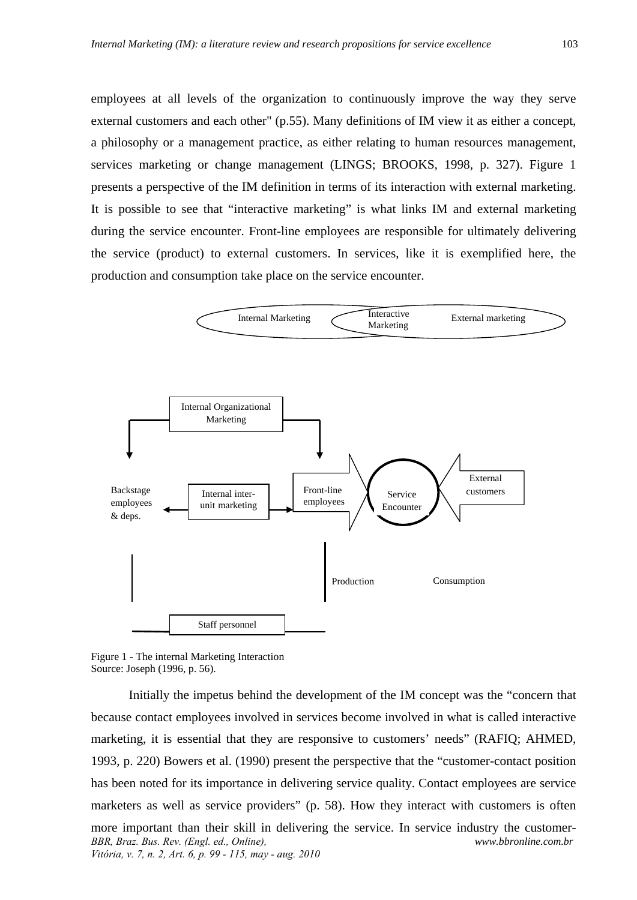employees at all levels of the organization to continuously improve the way they serve external customers and each other" (p.55). Many definitions of IM view it as either a concept, a philosophy or a management practice, as either relating to human resources management, services marketing or change management (LINGS; BROOKS, 1998, p. 327). Figure 1 presents a perspective of the IM definition in terms of its interaction with external marketing. It is possible to see that "interactive marketing" is what links IM and external marketing during the service encounter. Front-line employees are responsible for ultimately delivering the service (product) to external customers. In services, like it is exemplified here, the production and consumption take place on the service encounter.

Internal Marketing — Interactive Marketing — External marketing

Internal Organizational Marketing

Backstage employees & deps. | Internal inter-unit marketing | Front-line employees | Service Encounter | External customers

Production | Consumption

Staff personnel

Figure 1 - The internal Marketing Interaction
Source: Joseph (1996, p. 56).

Initially the impetus behind the development of the IM concept was the "concern that because contact employees involved in services become involved in what is called interactive marketing, it is essential that they are responsive to customers' needs" (RAFIQ; AHMED, 1993, p. 220) Bowers et al. (1990) present the perspective that the "customer-contact position has been noted for its importance in delivering service quality. Contact employees are service marketers as well as service providers" (p. 58). How they interact with customers is often more important than their skill in delivering the service. In service industry the customer-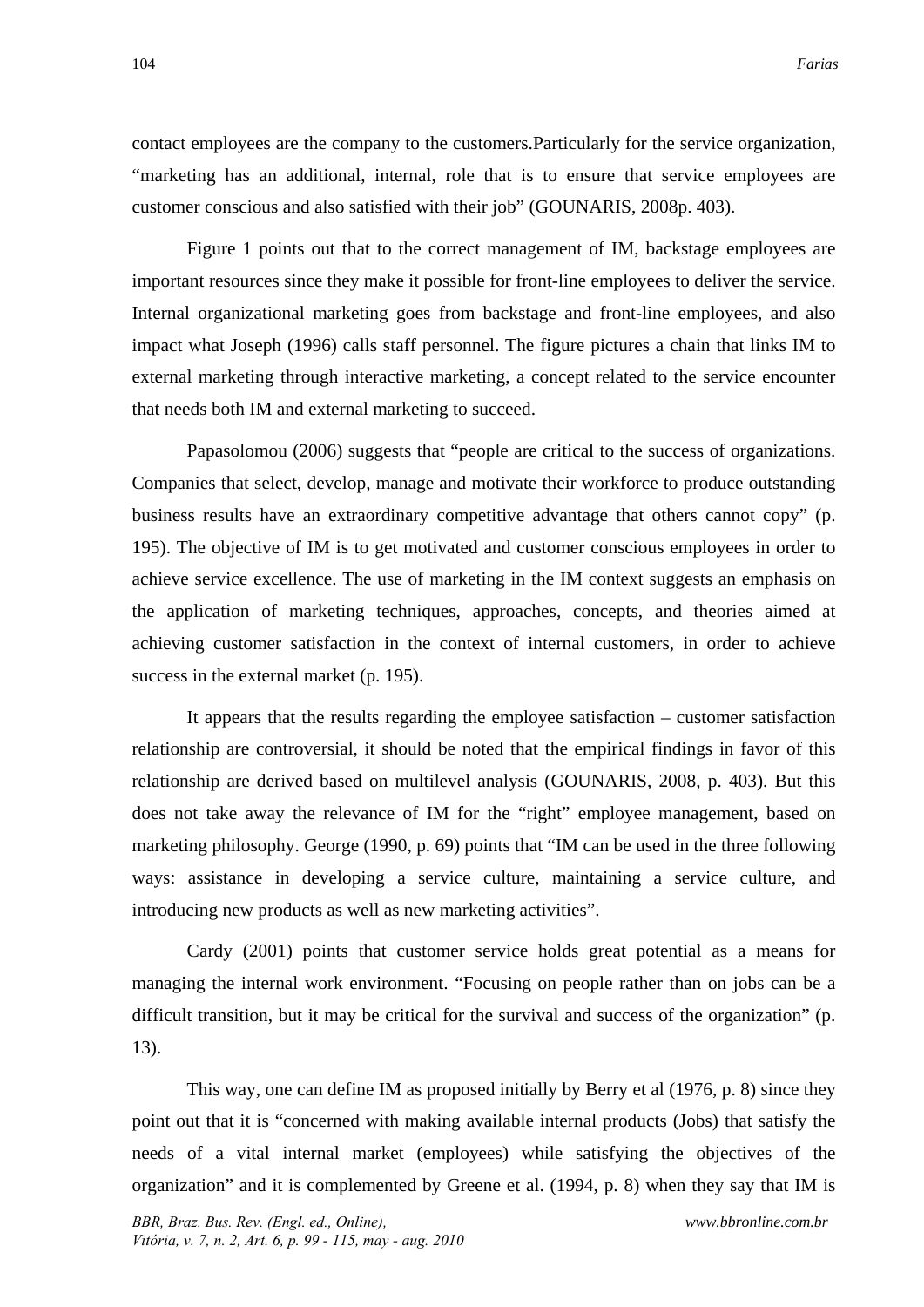contact employees are the company to the customers.Particularly for the service organization, “marketing has an additional, internal, role that is to ensure that service employees are customer conscious and also satisfied with their job” (GOUNARIS, 2008p. 403).

Figure 1 points out that to the correct management of IM, backstage employees are important resources since they make it possible for front-line employees to deliver the service. Internal organizational marketing goes from backstage and front-line employees, and also impact what Joseph (1996) calls staff personnel. The figure pictures a chain that links IM to external marketing through interactive marketing, a concept related to the service encounter that needs both IM and external marketing to succeed.

Papasolomou (2006) suggests that “people are critical to the success of organizations. Companies that select, develop, manage and motivate their workforce to produce outstanding business results have an extraordinary competitive advantage that others cannot copy” (p. 195). The objective of IM is to get motivated and customer conscious employees in order to achieve service excellence. The use of marketing in the IM context suggests an emphasis on the application of marketing techniques, approaches, concepts, and theories aimed at achieving customer satisfaction in the context of internal customers, in order to achieve success in the external market (p. 195).

It appears that the results regarding the employee satisfaction – customer satisfaction relationship are controversial, it should be noted that the empirical findings in favor of this relationship are derived based on multilevel analysis (GOUNARIS, 2008, p. 403). But this does not take away the relevance of IM for the “right” employee management, based on marketing philosophy. George (1990, p. 69) points that “IM can be used in the three following ways: assistance in developing a service culture, maintaining a service culture, and introducing new products as well as new marketing activities”.

Cardy (2001) points that customer service holds great potential as a means for managing the internal work environment. “Focusing on people rather than on jobs can be a difficult transition, but it may be critical for the survival and success of the organization” (p. 13).

This way, one can define IM as proposed initially by Berry et al (1976, p. 8) since they point out that it is “concerned with making available internal products (Jobs) that satisfy the needs of a vital internal market (employees) while satisfying the objectives of the organization” and it is complemented by Greene et al. (1994, p. 8) when they say that IM is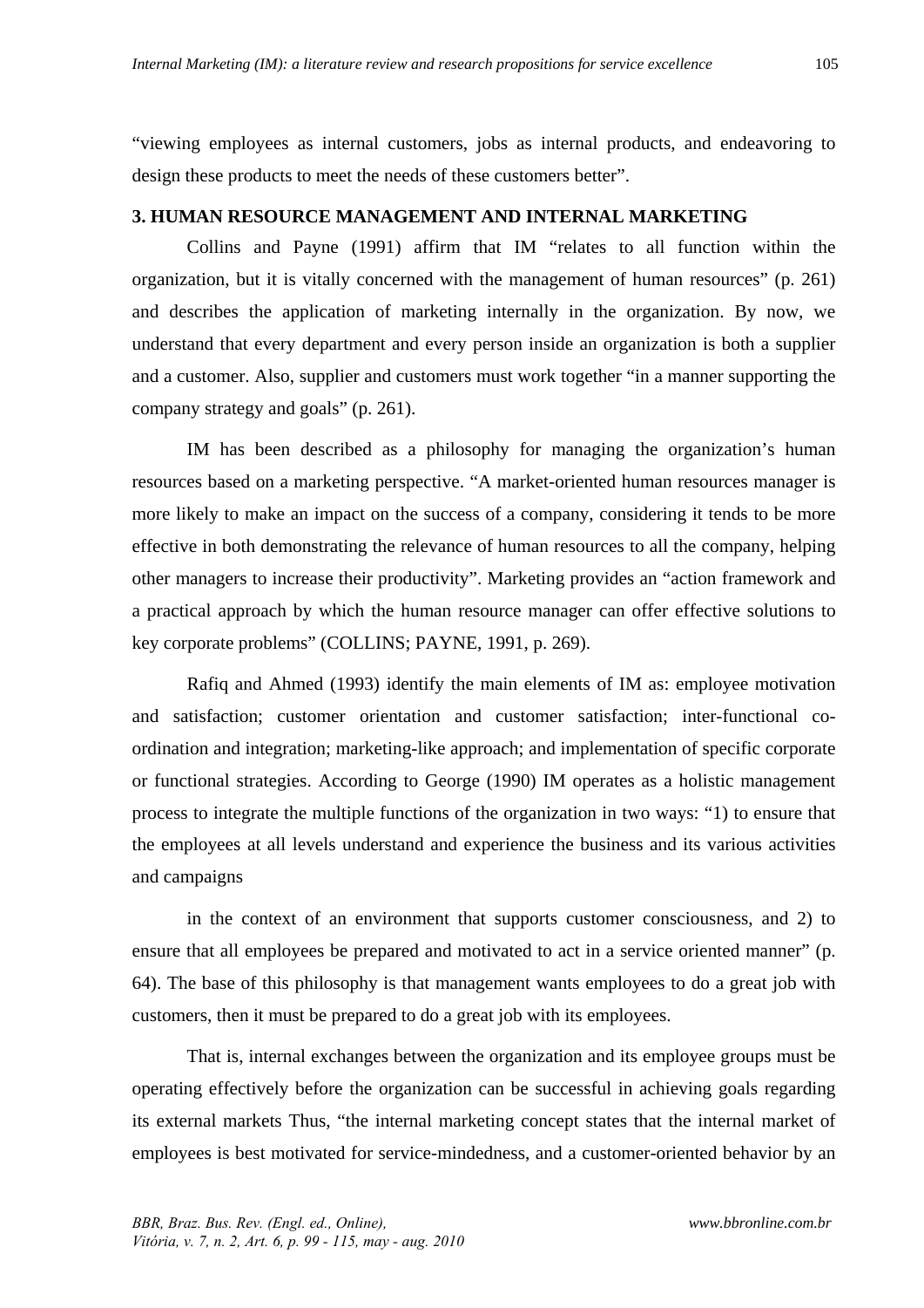"viewing employees as internal customers, jobs as internal products, and endeavoring to design these products to meet the needs of these customers better".

## 3. HUMAN RESOURCE MANAGEMENT AND INTERNAL MARKETING

Collins and Payne (1991) affirm that IM "relates to all function within the organization, but it is vitally concerned with the management of human resources" (p. 261) and describes the application of marketing internally in the organization. By now, we understand that every department and every person inside an organization is both a supplier and a customer. Also, supplier and customers must work together "in a manner supporting the company strategy and goals" (p. 261).

IM has been described as a philosophy for managing the organization's human resources based on a marketing perspective. "A market-oriented human resources manager is more likely to make an impact on the success of a company, considering it tends to be more effective in both demonstrating the relevance of human resources to all the company, helping other managers to increase their productivity". Marketing provides an "action framework and a practical approach by which the human resource manager can offer effective solutions to key corporate problems" (COLLINS; PAYNE, 1991, p. 269).

Rafiq and Ahmed (1993) identify the main elements of IM as: employee motivation and satisfaction; customer orientation and customer satisfaction; inter-functional co-ordination and integration; marketing-like approach; and implementation of specific corporate or functional strategies. According to George (1990) IM operates as a holistic management process to integrate the multiple functions of the organization in two ways: "1) to ensure that the employees at all levels understand and experience the business and its various activities and campaigns

in the context of an environment that supports customer consciousness, and 2) to ensure that all employees be prepared and motivated to act in a service oriented manner" (p. 64). The base of this philosophy is that management wants employees to do a great job with customers, then it must be prepared to do a great job with its employees.

That is, internal exchanges between the organization and its employee groups must be operating effectively before the organization can be successful in achieving goals regarding its external markets Thus, "the internal marketing concept states that the internal market of employees is best motivated for service-mindedness, and a customer-oriented behavior by an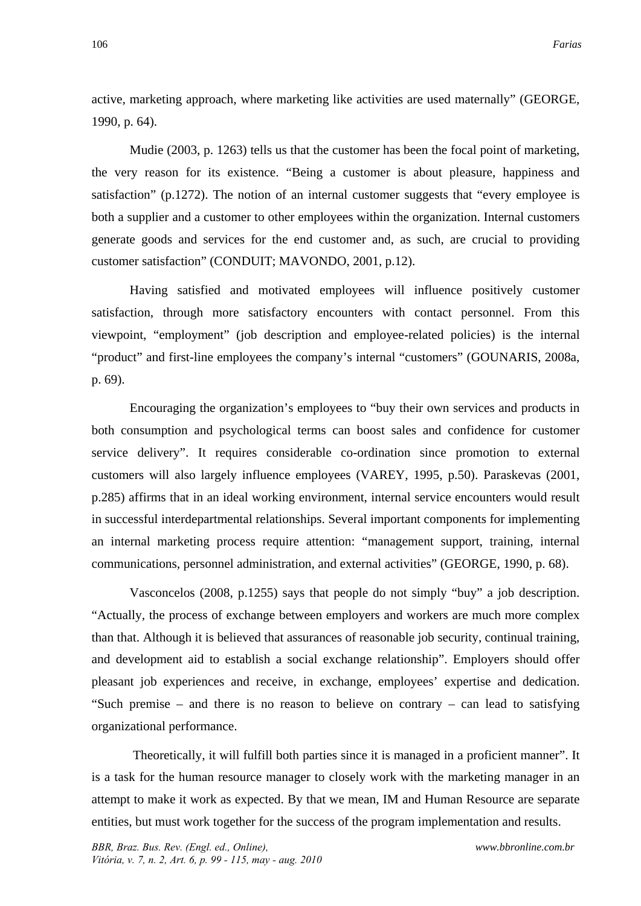active, marketing approach, where marketing like activities are used maternally" (GEORGE, 1990, p. 64).

Mudie (2003, p. 1263) tells us that the customer has been the focal point of marketing, the very reason for its existence. "Being a customer is about pleasure, happiness and satisfaction" (p.1272). The notion of an internal customer suggests that "every employee is both a supplier and a customer to other employees within the organization. Internal customers generate goods and services for the end customer and, as such, are crucial to providing customer satisfaction" (CONDUIT; MAVONDO, 2001, p.12).

Having satisfied and motivated employees will influence positively customer satisfaction, through more satisfactory encounters with contact personnel. From this viewpoint, "employment" (job description and employee-related policies) is the internal "product" and first-line employees the company's internal "customers" (GOUNARIS, 2008a, p. 69).

Encouraging the organization's employees to "buy their own services and products in both consumption and psychological terms can boost sales and confidence for customer service delivery". It requires considerable co-ordination since promotion to external customers will also largely influence employees (VAREY, 1995, p.50). Paraskevas (2001, p.285) affirms that in an ideal working environment, internal service encounters would result in successful interdepartmental relationships. Several important components for implementing an internal marketing process require attention: "management support, training, internal communications, personnel administration, and external activities" (GEORGE, 1990, p. 68).

Vasconcelos (2008, p.1255) says that people do not simply "buy" a job description. "Actually, the process of exchange between employers and workers are much more complex than that. Although it is believed that assurances of reasonable job security, continual training, and development aid to establish a social exchange relationship". Employers should offer pleasant job experiences and receive, in exchange, employees' expertise and dedication. "Such premise – and there is no reason to believe on contrary – can lead to satisfying organizational performance.

Theoretically, it will fulfill both parties since it is managed in a proficient manner". It is a task for the human resource manager to closely work with the marketing manager in an attempt to make it work as expected. By that we mean, IM and Human Resource are separate entities, but must work together for the success of the program implementation and results.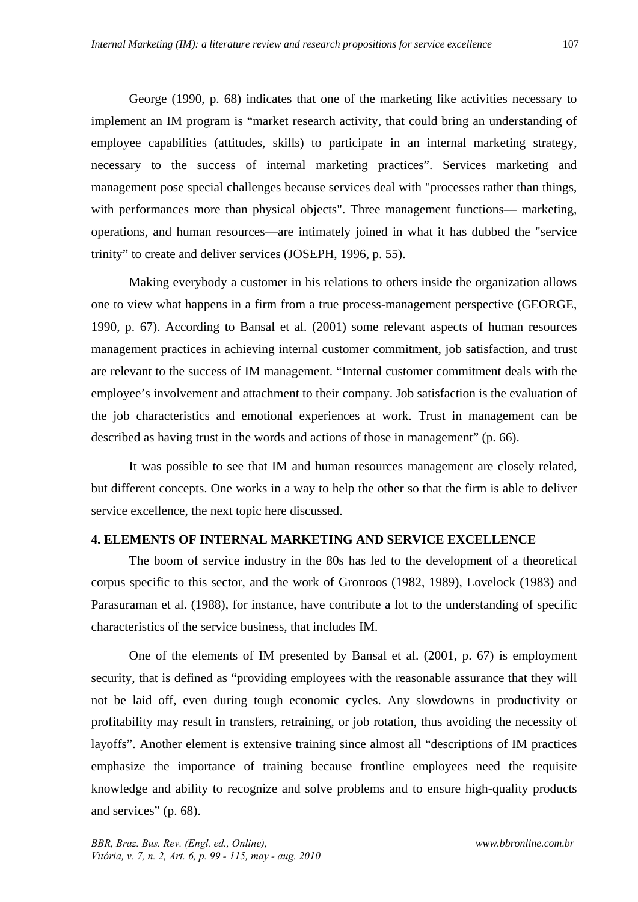George (1990, p. 68) indicates that one of the marketing like activities necessary to implement an IM program is "market research activity, that could bring an understanding of employee capabilities (attitudes, skills) to participate in an internal marketing strategy, necessary to the success of internal marketing practices". Services marketing and management pose special challenges because services deal with "processes rather than things, with performances more than physical objects". Three management functions— marketing, operations, and human resources—are intimately joined in what it has dubbed the "service trinity" to create and deliver services (JOSEPH, 1996, p. 55).

Making everybody a customer in his relations to others inside the organization allows one to view what happens in a firm from a true process-management perspective (GEORGE, 1990, p. 67). According to Bansal et al. (2001) some relevant aspects of human resources management practices in achieving internal customer commitment, job satisfaction, and trust are relevant to the success of IM management. "Internal customer commitment deals with the employee's involvement and attachment to their company. Job satisfaction is the evaluation of the job characteristics and emotional experiences at work. Trust in management can be described as having trust in the words and actions of those in management" (p. 66).

It was possible to see that IM and human resources management are closely related, but different concepts. One works in a way to help the other so that the firm is able to deliver service excellence, the next topic here discussed.

## 4. ELEMENTS OF INTERNAL MARKETING AND SERVICE EXCELLENCE

The boom of service industry in the 80s has led to the development of a theoretical corpus specific to this sector, and the work of Gronroos (1982, 1989), Lovelock (1983) and Parasuraman et al. (1988), for instance, have contribute a lot to the understanding of specific characteristics of the service business, that includes IM.

One of the elements of IM presented by Bansal et al. (2001, p. 67) is employment security, that is defined as "providing employees with the reasonable assurance that they will not be laid off, even during tough economic cycles. Any slowdowns in productivity or profitability may result in transfers, retraining, or job rotation, thus avoiding the necessity of layoffs". Another element is extensive training since almost all "descriptions of IM practices emphasize the importance of training because frontline employees need the requisite knowledge and ability to recognize and solve problems and to ensure high-quality products and services" (p. 68).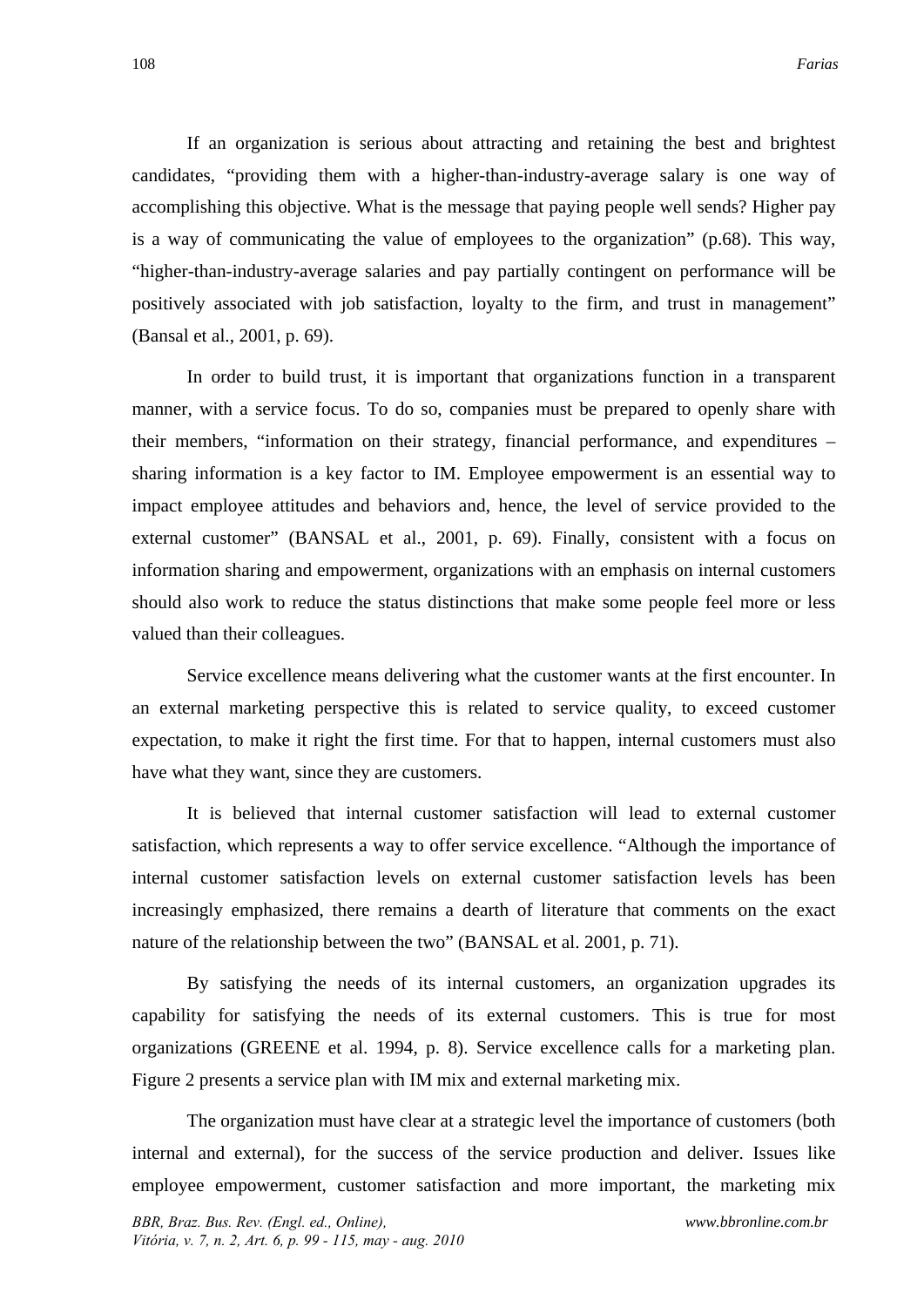If an organization is serious about attracting and retaining the best and brightest candidates, "providing them with a higher-than-industry-average salary is one way of accomplishing this objective. What is the message that paying people well sends? Higher pay is a way of communicating the value of employees to the organization" (p.68). This way, "higher-than-industry-average salaries and pay partially contingent on performance will be positively associated with job satisfaction, loyalty to the firm, and trust in management" (Bansal et al., 2001, p. 69).

In order to build trust, it is important that organizations function in a transparent manner, with a service focus. To do so, companies must be prepared to openly share with their members, "information on their strategy, financial performance, and expenditures – sharing information is a key factor to IM. Employee empowerment is an essential way to impact employee attitudes and behaviors and, hence, the level of service provided to the external customer" (BANSAL et al., 2001, p. 69). Finally, consistent with a focus on information sharing and empowerment, organizations with an emphasis on internal customers should also work to reduce the status distinctions that make some people feel more or less valued than their colleagues.

Service excellence means delivering what the customer wants at the first encounter. In an external marketing perspective this is related to service quality, to exceed customer expectation, to make it right the first time. For that to happen, internal customers must also have what they want, since they are customers.

It is believed that internal customer satisfaction will lead to external customer satisfaction, which represents a way to offer service excellence. "Although the importance of internal customer satisfaction levels on external customer satisfaction levels has been increasingly emphasized, there remains a dearth of literature that comments on the exact nature of the relationship between the two" (BANSAL et al. 2001, p. 71).

By satisfying the needs of its internal customers, an organization upgrades its capability for satisfying the needs of its external customers. This is true for most organizations (GREENE et al. 1994, p. 8). Service excellence calls for a marketing plan. Figure 2 presents a service plan with IM mix and external marketing mix.

The organization must have clear at a strategic level the importance of customers (both internal and external), for the success of the service production and deliver. Issues like employee empowerment, customer satisfaction and more important, the marketing mix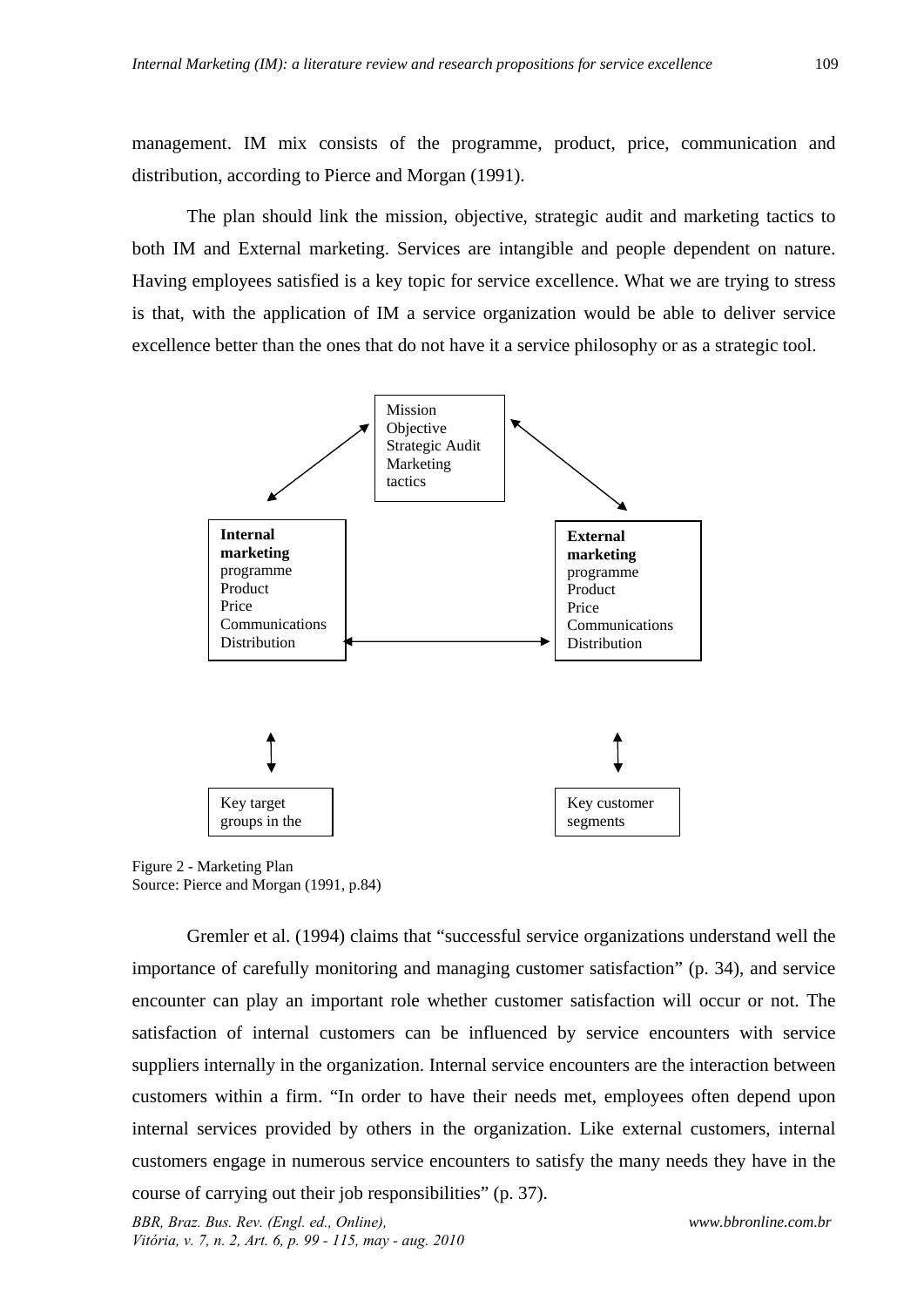management. IM mix consists of the programme, product, price, communication and distribution, according to Pierce and Morgan (1991).

The plan should link the mission, objective, strategic audit and marketing tactics to both IM and External marketing. Services are intangible and people dependent on nature. Having employees satisfied is a key topic for service excellence. What we are trying to stress is that, with the application of IM a service organization would be able to deliver service excellence better than the ones that do not have it a service philosophy or as a strategic tool.

Mission
Objective
Strategic Audit
Marketing
tactics

**Internal marketing**
programme
Product
Price
Communications
Distribution

**External marketing**
programme
Product
Price
Communications
Distribution

Key target groups in the

Key customer segments

Figure 2 - Marketing Plan
Source: Pierce and Morgan (1991, p.84)

Gremler et al. (1994) claims that "successful service organizations understand well the importance of carefully monitoring and managing customer satisfaction" (p. 34), and service encounter can play an important role whether customer satisfaction will occur or not. The satisfaction of internal customers can be influenced by service encounters with service suppliers internally in the organization. Internal service encounters are the interaction between customers within a firm. "In order to have their needs met, employees often depend upon internal services provided by others in the organization. Like external customers, internal customers engage in numerous service encounters to satisfy the many needs they have in the course of carrying out their job responsibilities" (p. 37).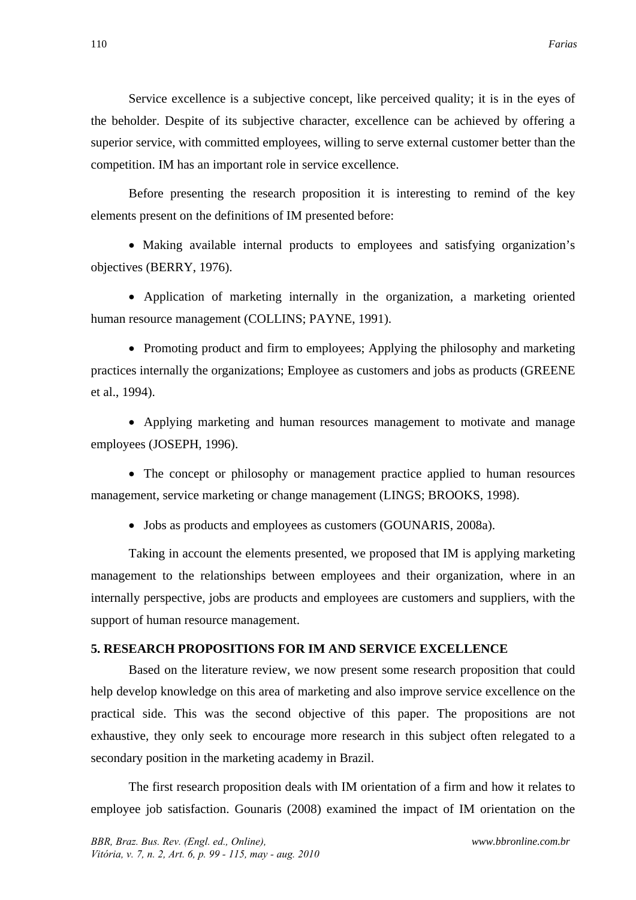Service excellence is a subjective concept, like perceived quality; it is in the eyes of the beholder. Despite of its subjective character, excellence can be achieved by offering a superior service, with committed employees, willing to serve external customer better than the competition. IM has an important role in service excellence.

Before presenting the research proposition it is interesting to remind of the key elements present on the definitions of IM presented before:

- Making available internal products to employees and satisfying organization's objectives (BERRY, 1976).
- Application of marketing internally in the organization, a marketing oriented human resource management (COLLINS; PAYNE, 1991).
- Promoting product and firm to employees; Applying the philosophy and marketing practices internally the organizations; Employee as customers and jobs as products (GREENE et al., 1994).
- Applying marketing and human resources management to motivate and manage employees (JOSEPH, 1996).
- The concept or philosophy or management practice applied to human resources management, service marketing or change management (LINGS; BROOKS, 1998).
- Jobs as products and employees as customers (GOUNARIS, 2008a).

Taking in account the elements presented, we proposed that IM is applying marketing management to the relationships between employees and their organization, where in an internally perspective, jobs are products and employees are customers and suppliers, with the support of human resource management.

## 5. RESEARCH PROPOSITIONS FOR IM AND SERVICE EXCELLENCE

Based on the literature review, we now present some research proposition that could help develop knowledge on this area of marketing and also improve service excellence on the practical side. This was the second objective of this paper. The propositions are not exhaustive, they only seek to encourage more research in this subject often relegated to a secondary position in the marketing academy in Brazil.

The first research proposition deals with IM orientation of a firm and how it relates to employee job satisfaction. Gounaris (2008) examined the impact of IM orientation on the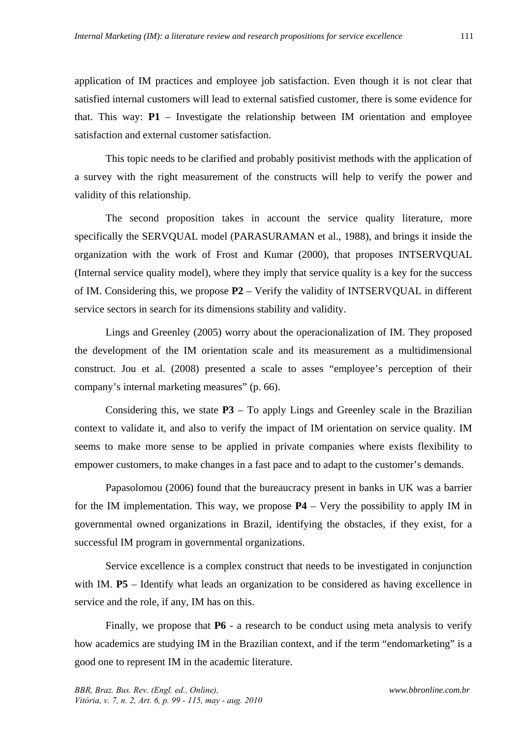application of IM practices and employee job satisfaction. Even though it is not clear that satisfied internal customers will lead to external satisfied customer, there is some evidence for that. This way: **P1** – Investigate the relationship between IM orientation and employee satisfaction and external customer satisfaction.

This topic needs to be clarified and probably positivist methods with the application of a survey with the right measurement of the constructs will help to verify the power and validity of this relationship.

The second proposition takes in account the service quality literature, more specifically the SERVQUAL model (PARASURAMAN et al., 1988), and brings it inside the organization with the work of Frost and Kumar (2000), that proposes INTSERVQUAL (Internal service quality model), where they imply that service quality is a key for the success of IM. Considering this, we propose **P2** – Verify the validity of INTSERVQUAL in different service sectors in search for its dimensions stability and validity.

Lings and Greenley (2005) worry about the operacionalization of IM. They proposed the development of the IM orientation scale and its measurement as a multidimensional construct. Jou et al. (2008) presented a scale to asses "employee's perception of their company's internal marketing measures" (p. 66).

Considering this, we state **P3** – To apply Lings and Greenley scale in the Brazilian context to validate it, and also to verify the impact of IM orientation on service quality. IM seems to make more sense to be applied in private companies where exists flexibility to empower customers, to make changes in a fast pace and to adapt to the customer's demands.

Papasolomou (2006) found that the bureaucracy present in banks in UK was a barrier for the IM implementation. This way, we propose **P4** – Very the possibility to apply IM in governmental owned organizations in Brazil, identifying the obstacles, if they exist, for a successful IM program in governmental organizations.

Service excellence is a complex construct that needs to be investigated in conjunction with IM. **P5** – Identify what leads an organization to be considered as having excellence in service and the role, if any, IM has on this.

Finally, we propose that **P6** - a research to be conduct using meta analysis to verify how academics are studying IM in the Brazilian context, and if the term "endomarketing" is a good one to represent IM in the academic literature.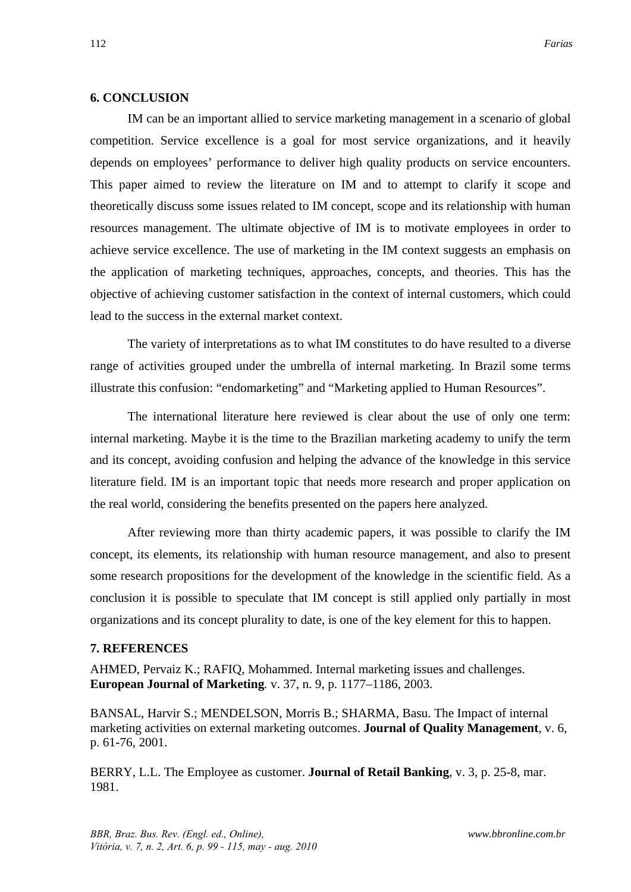## 6. CONCLUSION

IM can be an important allied to service marketing management in a scenario of global competition. Service excellence is a goal for most service organizations, and it heavily depends on employees' performance to deliver high quality products on service encounters. This paper aimed to review the literature on IM and to attempt to clarify it scope and theoretically discuss some issues related to IM concept, scope and its relationship with human resources management. The ultimate objective of IM is to motivate employees in order to achieve service excellence. The use of marketing in the IM context suggests an emphasis on the application of marketing techniques, approaches, concepts, and theories. This has the objective of achieving customer satisfaction in the context of internal customers, which could lead to the success in the external market context.

The variety of interpretations as to what IM constitutes to do have resulted to a diverse range of activities grouped under the umbrella of internal marketing. In Brazil some terms illustrate this confusion: "endomarketing" and "Marketing applied to Human Resources".

The international literature here reviewed is clear about the use of only one term: internal marketing. Maybe it is the time to the Brazilian marketing academy to unify the term and its concept, avoiding confusion and helping the advance of the knowledge in this service literature field. IM is an important topic that needs more research and proper application on the real world, considering the benefits presented on the papers here analyzed.

After reviewing more than thirty academic papers, it was possible to clarify the IM concept, its elements, its relationship with human resource management, and also to present some research propositions for the development of the knowledge in the scientific field. As a conclusion it is possible to speculate that IM concept is still applied only partially in most organizations and its concept plurality to date, is one of the key element for this to happen.

## 7. REFERENCES

AHMED, Pervaiz K.; RAFIQ, Mohammed. Internal marketing issues and challenges. **European Journal of Marketing**. v. 37, n. 9, p. 1177–1186, 2003.

BANSAL, Harvir S.; MENDELSON, Morris B.; SHARMA, Basu. The Impact of internal marketing activities on external marketing outcomes. **Journal of Quality Management**, v. 6, p. 61-76, 2001.

BERRY, L.L. The Employee as customer. **Journal of Retail Banking**, v. 3, p. 25-8, mar. 1981.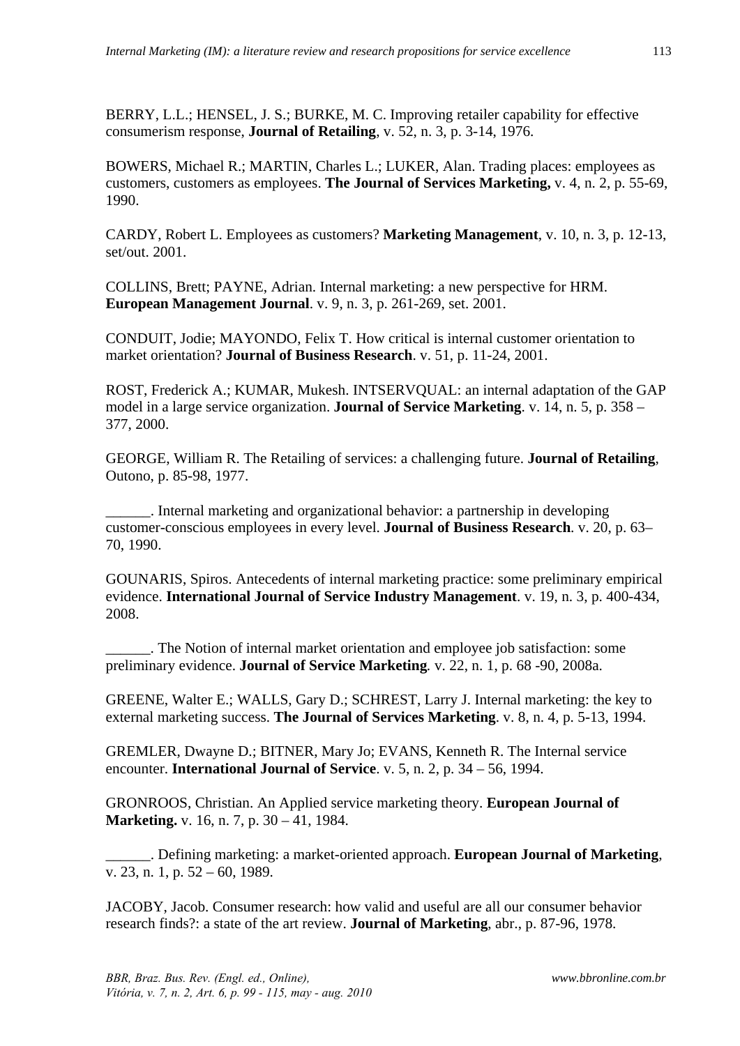BERRY, L.L.; HENSEL, J. S.; BURKE, M. C. Improving retailer capability for effective consumerism response, **Journal of Retailing**, v. 52, n. 3, p. 3-14, 1976.

BOWERS, Michael R.; MARTIN, Charles L.; LUKER, Alan. Trading places: employees as customers, customers as employees. **The Journal of Services Marketing,** v. 4, n. 2, p. 55-69, 1990.

CARDY, Robert L. Employees as customers? **Marketing Management**, v. 10, n. 3, p. 12-13, set/out. 2001.

COLLINS, Brett; PAYNE, Adrian. Internal marketing: a new perspective for HRM. **European Management Journal**. v. 9, n. 3, p. 261-269, set. 2001.

CONDUIT, Jodie; MAYONDO, Felix T. How critical is internal customer orientation to market orientation? **Journal of Business Research**. v. 51, p. 11-24, 2001.

ROST, Frederick A.; KUMAR, Mukesh. INTSERVQUAL: an internal adaptation of the GAP model in a large service organization. **Journal of Service Marketing**. v. 14, n. 5, p. 358 – 377, 2000.

GEORGE, William R. The Retailing of services: a challenging future. **Journal of Retailing**, Outono, p. 85-98, 1977.

______. Internal marketing and organizational behavior: a partnership in developing customer-conscious employees in every level. **Journal of Business Research**. v. 20, p. 63–70, 1990.

GOUNARIS, Spiros. Antecedents of internal marketing practice: some preliminary empirical evidence. **International Journal of Service Industry Management**. v. 19, n. 3, p. 400-434, 2008.

______. The Notion of internal market orientation and employee job satisfaction: some preliminary evidence. **Journal of Service Marketing**. v. 22, n. 1, p. 68 -90, 2008a.

GREENE, Walter E.; WALLS, Gary D.; SCHREST, Larry J. Internal marketing: the key to external marketing success. **The Journal of Services Marketing**. v. 8, n. 4, p. 5-13, 1994.

GREMLER, Dwayne D.; BITNER, Mary Jo; EVANS, Kenneth R. The Internal service encounter. **International Journal of Service**. v. 5, n. 2, p. 34 – 56, 1994.

GRONROOS, Christian. An Applied service marketing theory. **European Journal of Marketing.** v. 16, n. 7, p. 30 – 41, 1984.

______. Defining marketing: a market-oriented approach. **European Journal of Marketing**, v. 23, n. 1, p. 52 – 60, 1989.

JACOBY, Jacob. Consumer research: how valid and useful are all our consumer behavior research finds?: a state of the art review. **Journal of Marketing**, abr., p. 87-96, 1978.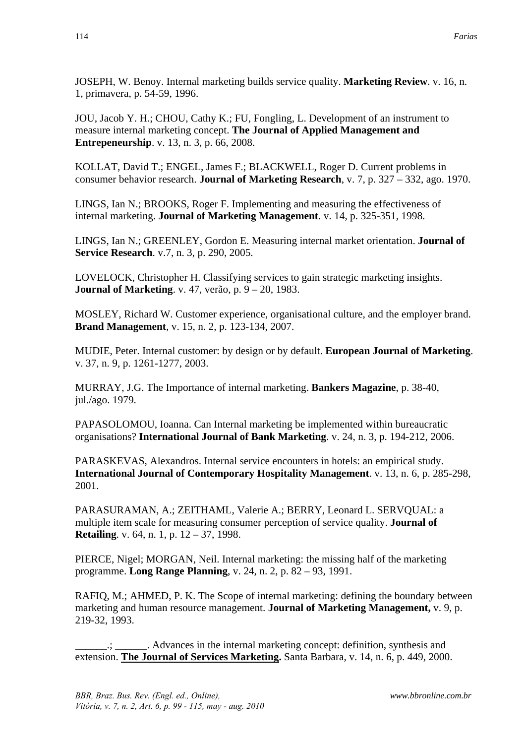JOSEPH, W. Benoy. Internal marketing builds service quality. **Marketing Review**. v. 16, n. 1, primavera, p. 54-59, 1996.

JOU, Jacob Y. H.; CHOU, Cathy K.; FU, Fongling, L. Development of an instrument to measure internal marketing concept. **The Journal of Applied Management and Entrepeneurship**. v. 13, n. 3, p. 66, 2008.

KOLLAT, David T.; ENGEL, James F.; BLACKWELL, Roger D. Current problems in consumer behavior research. **Journal of Marketing Research**, v. 7, p. 327 – 332, ago. 1970.

LINGS, Ian N.; BROOKS, Roger F. Implementing and measuring the effectiveness of internal marketing. **Journal of Marketing Management**. v. 14, p. 325-351, 1998.

LINGS, Ian N.; GREENLEY, Gordon E. Measuring internal market orientation. **Journal of Service Research**. v.7, n. 3, p. 290, 2005.

LOVELOCK, Christopher H. Classifying services to gain strategic marketing insights. **Journal of Marketing**. v. 47, verão, p. 9 – 20, 1983.

MOSLEY, Richard W. Customer experience, organisational culture, and the employer brand. **Brand Management**, v. 15, n. 2, p. 123-134, 2007.

MUDIE, Peter. Internal customer: by design or by default. **European Journal of Marketing**. v. 37, n. 9, p. 1261-1277, 2003.

MURRAY, J.G. The Importance of internal marketing. **Bankers Magazine**, p. 38-40, jul./ago. 1979.

PAPASOLOMOU, Ioanna. Can Internal marketing be implemented within bureaucratic organisations? **International Journal of Bank Marketing**. v. 24, n. 3, p. 194-212, 2006.

PARASKEVAS, Alexandros. Internal service encounters in hotels: an empirical study. **International Journal of Contemporary Hospitality Management**. v. 13, n. 6, p. 285-298, 2001.

PARASURAMAN, A.; ZEITHAML, Valerie A.; BERRY, Leonard L. SERVQUAL: a multiple item scale for measuring consumer perception of service quality. **Journal of Retailing**. v. 64, n. 1, p. 12 – 37, 1998.

PIERCE, Nigel; MORGAN, Neil. Internal marketing: the missing half of the marketing programme. **Long Range Planning**, v. 24, n. 2, p. 82 – 93, 1991.

RAFIQ, M.; AHMED, P. K. The Scope of internal marketing: defining the boundary between marketing and human resource management. **Journal of Marketing Management,** v. 9, p. 219-32, 1993.

______.; ______. Advances in the internal marketing concept: definition, synthesis and extension. **The Journal of Services Marketing.** Santa Barbara, v. 14, n. 6, p. 449, 2000.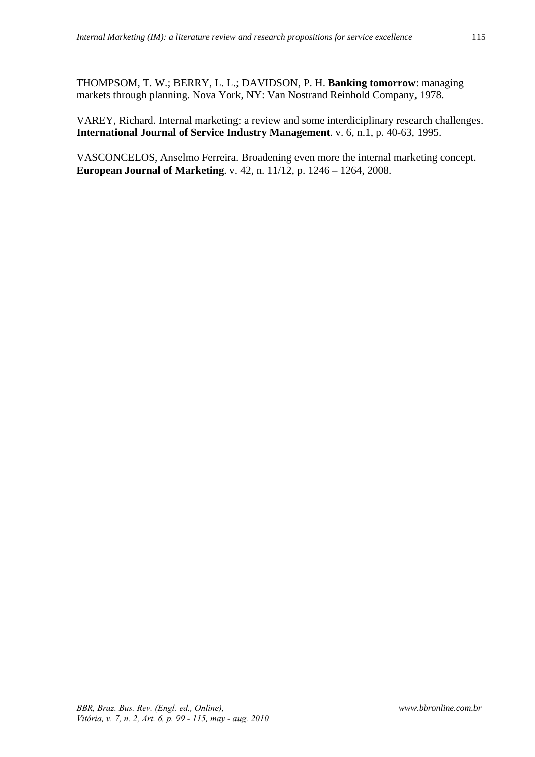THOMPSOM, T. W.; BERRY, L. L.; DAVIDSON, P. H. **Banking tomorrow**: managing markets through planning. Nova York, NY: Van Nostrand Reinhold Company, 1978.

VAREY, Richard. Internal marketing: a review and some interdiciplinary research challenges. **International Journal of Service Industry Management**. v. 6, n.1, p. 40-63, 1995.

VASCONCELOS, Anselmo Ferreira. Broadening even more the internal marketing concept. **European Journal of Marketing**. v. 42, n. 11/12, p. 1246 – 1264, 2008.